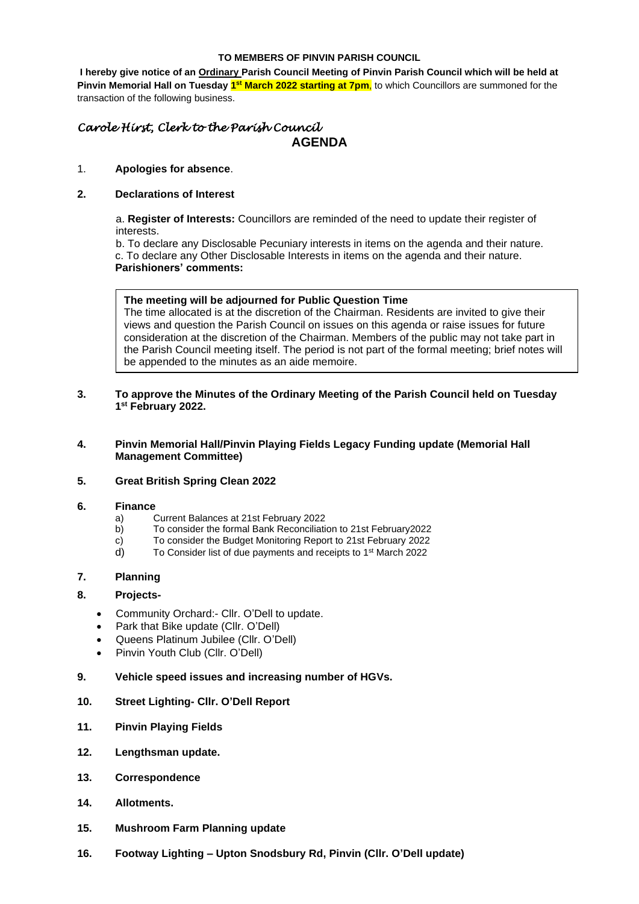**TO MEMBERS OF PINVIN PARISH COUNCIL**

**I hereby give notice of an <u>Ordinary</u> Parish Council Meeting of Pinvin Parish Council which will be held at Pinvin Memorial Hall on Tuesday 1st March 2022 starting at 7pm**, to which Councillors are summoned for the transaction of the following business.

*Carole Hirst, Clerk to the Parish Council*

## AGENDA

1. **Apologies for absence**.

2. **Declarations of Interest**

   a. **Register of Interests:** Councillors are reminded of the need to update their register of interests.
   b. To declare any Disclosable Pecuniary interests in items on the agenda and their nature.
   c. To declare any Other Disclosable Interests in items on the agenda and their nature.
   **Parishioners' comments:**

   **The meeting will be adjourned for Public Question Time**
   The time allocated is at the discretion of the Chairman. Residents are invited to give their views and question the Parish Council on issues on this agenda or raise issues for future consideration at the discretion of the Chairman. Members of the public may not take part in the Parish Council meeting itself. The period is not part of the formal meeting; brief notes will be appended to the minutes as an aide memoire.

3. **To approve the Minutes of the Ordinary Meeting of the Parish Council held on Tuesday 1st February 2022.**

4. **Pinvin Memorial Hall/Pinvin Playing Fields Legacy Funding update (Memorial Hall Management Committee)**

5. **Great British Spring Clean 2022**

6. **Finance**
   a) Current Balances at 21st February 2022
   b) To consider the formal Bank Reconciliation to 21st February2022
   c) To consider the Budget Monitoring Report to 21st February 2022
   d) To Consider list of due payments and receipts to 1st March 2022

7. **Planning**

8. **Projects-**
   - Community Orchard:- Cllr. O'Dell to update.
   - Park that Bike update (Cllr. O'Dell)
   - Queens Platinum Jubilee (Cllr. O'Dell)
   - Pinvin Youth Club (Cllr. O'Dell)

9. **Vehicle speed issues and increasing number of HGVs.**

10. **Street Lighting- Cllr. O'Dell Report**

11. **Pinvin Playing Fields**

12. **Lengthsman update.**

13. **Correspondence**

14. **Allotments.**

15. **Mushroom Farm Planning update**

16. **Footway Lighting – Upton Snodsbury Rd, Pinvin (Cllr. O'Dell update)**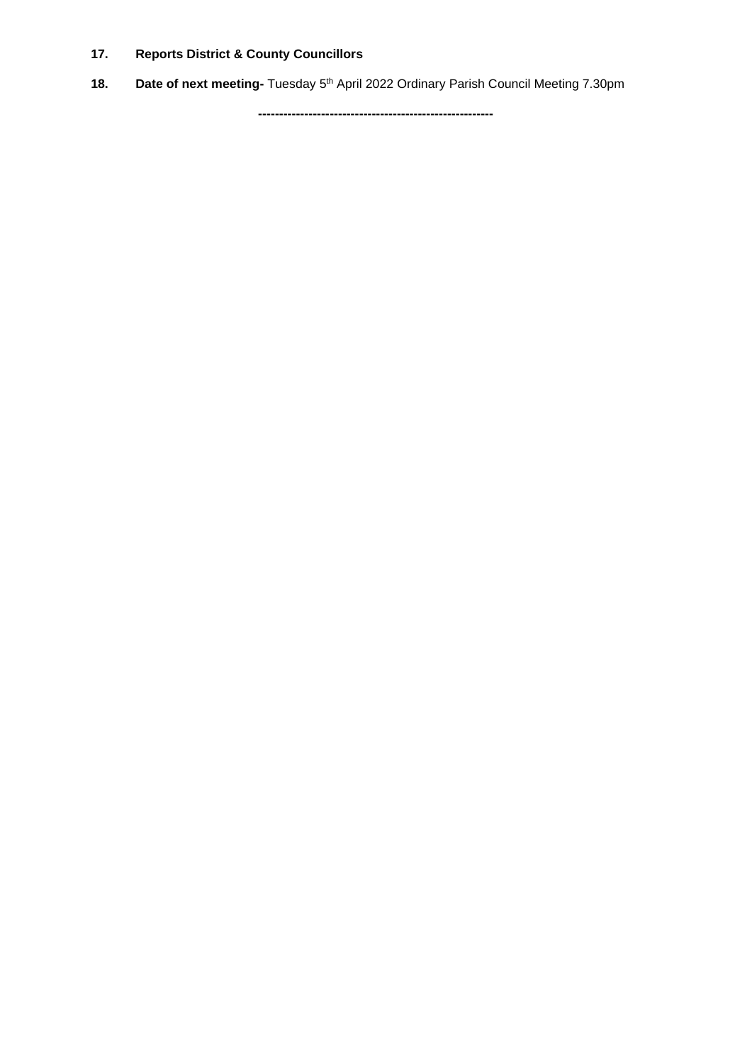**17. Reports District & County Councillors**

**18. Date of next meeting-** Tuesday 5th April 2022 Ordinary Parish Council Meeting 7.30pm

**---------------------------------------------------------**